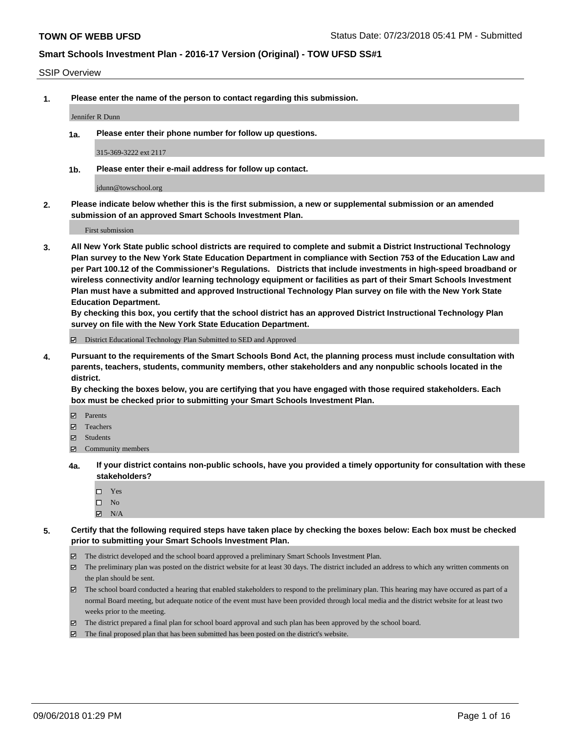**TOWN OF WEBB UFSD** Status Date: 07/23/2018 05:41 PM - Submitted

**Smart Schools Investment Plan - 2016-17 Version (Original) - TOW UFSD SS#1**

SSIP Overview

**1. Please enter the name of the person to contact regarding this submission.**

Jennifer R Dunn

**1a. Please enter their phone number for follow up questions.**

315-369-3222 ext 2117

**1b. Please enter their e-mail address for follow up contact.**

jdunn@towschool.org

**2. Please indicate below whether this is the first submission, a new or supplemental submission or an amended submission of an approved Smart Schools Investment Plan.**

First submission

**3. All New York State public school districts are required to complete and submit a District Instructional Technology Plan survey to the New York State Education Department in compliance with Section 753 of the Education Law and per Part 100.12 of the Commissioner's Regulations. Districts that include investments in high-speed broadband or wireless connectivity and/or learning technology equipment or facilities as part of their Smart Schools Investment Plan must have a submitted and approved Instructional Technology Plan survey on file with the New York State Education Department.**
**By checking this box, you certify that the school district has an approved District Instructional Technology Plan survey on file with the New York State Education Department.**

☑ District Educational Technology Plan Submitted to SED and Approved

**4. Pursuant to the requirements of the Smart Schools Bond Act, the planning process must include consultation with parents, teachers, students, community members, other stakeholders and any nonpublic schools located in the district.**
**By checking the boxes below, you are certifying that you have engaged with those required stakeholders. Each box must be checked prior to submitting your Smart Schools Investment Plan.**

☑ Parents
☑ Teachers
☑ Students
☑ Community members

**4a. If your district contains non-public schools, have you provided a timely opportunity for consultation with these stakeholders?**

☐ Yes
☐ No
☑ N/A

**5. Certify that the following required steps have taken place by checking the boxes below: Each box must be checked prior to submitting your Smart Schools Investment Plan.**

☑ The district developed and the school board approved a preliminary Smart Schools Investment Plan.
☑ The preliminary plan was posted on the district website for at least 30 days. The district included an address to which any written comments on the plan should be sent.
☑ The school board conducted a hearing that enabled stakeholders to respond to the preliminary plan. This hearing may have occured as part of a normal Board meeting, but adequate notice of the event must have been provided through local media and the district website for at least two weeks prior to the meeting.
☑ The district prepared a final plan for school board approval and such plan has been approved by the school board.
☑ The final proposed plan that has been submitted has been posted on the district's website.

09/06/2018 01:29 PM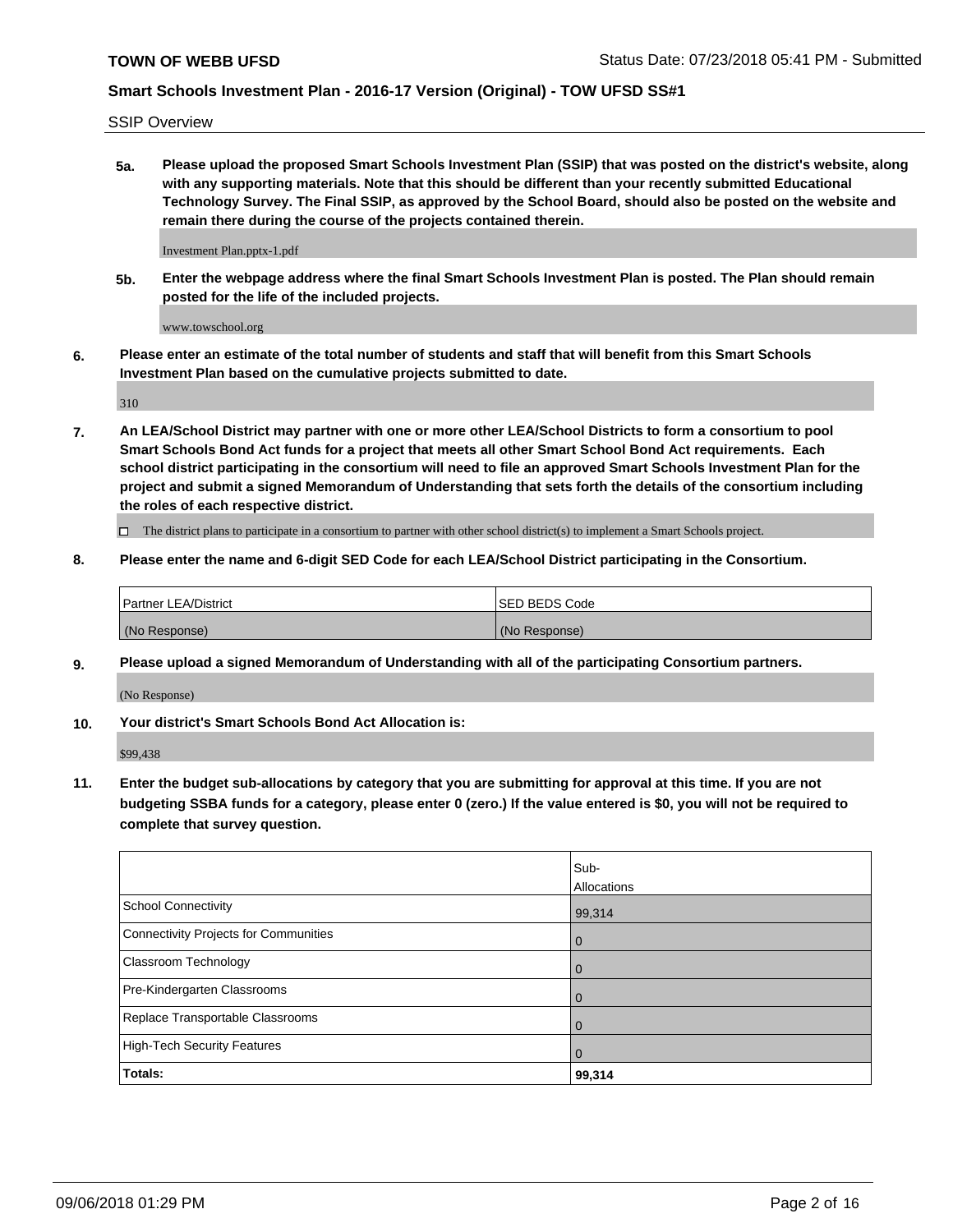SSIP Overview

**5a. Please upload the proposed Smart Schools Investment Plan (SSIP) that was posted on the district's website, along with any supporting materials. Note that this should be different than your recently submitted Educational Technology Survey. The Final SSIP, as approved by the School Board, should also be posted on the website and remain there during the course of the projects contained therein.**

Investment Plan.pptx-1.pdf

**5b. Enter the webpage address where the final Smart Schools Investment Plan is posted. The Plan should remain posted for the life of the included projects.**

www.towschool.org

**6. Please enter an estimate of the total number of students and staff that will benefit from this Smart Schools Investment Plan based on the cumulative projects submitted to date.**

310

**7. An LEA/School District may partner with one or more other LEA/School Districts to form a consortium to pool Smart Schools Bond Act funds for a project that meets all other Smart School Bond Act requirements. Each school district participating in the consortium will need to file an approved Smart Schools Investment Plan for the project and submit a signed Memorandum of Understanding that sets forth the details of the consortium including the roles of each respective district.**

☐ The district plans to participate in a consortium to partner with other school district(s) to implement a Smart Schools project.

**8. Please enter the name and 6-digit SED Code for each LEA/School District participating in the Consortium.**

| Partner LEA/District | SED BEDS Code |
| --- | --- |
| (No Response) | (No Response) |

**9. Please upload a signed Memorandum of Understanding with all of the participating Consortium partners.**

(No Response)

**10. Your district's Smart Schools Bond Act Allocation is:**

$99,438

**11. Enter the budget sub-allocations by category that you are submitting for approval at this time. If you are not budgeting SSBA funds for a category, please enter 0 (zero.) If the value entered is $0, you will not be required to complete that survey question.**

| | Sub-Allocations |
| --- | --- |
| School Connectivity | 99,314 |
| Connectivity Projects for Communities | 0 |
| Classroom Technology | 0 |
| Pre-Kindergarten Classrooms | 0 |
| Replace Transportable Classrooms | 0 |
| High-Tech Security Features | 0 |
| **Totals:** | **99,314** |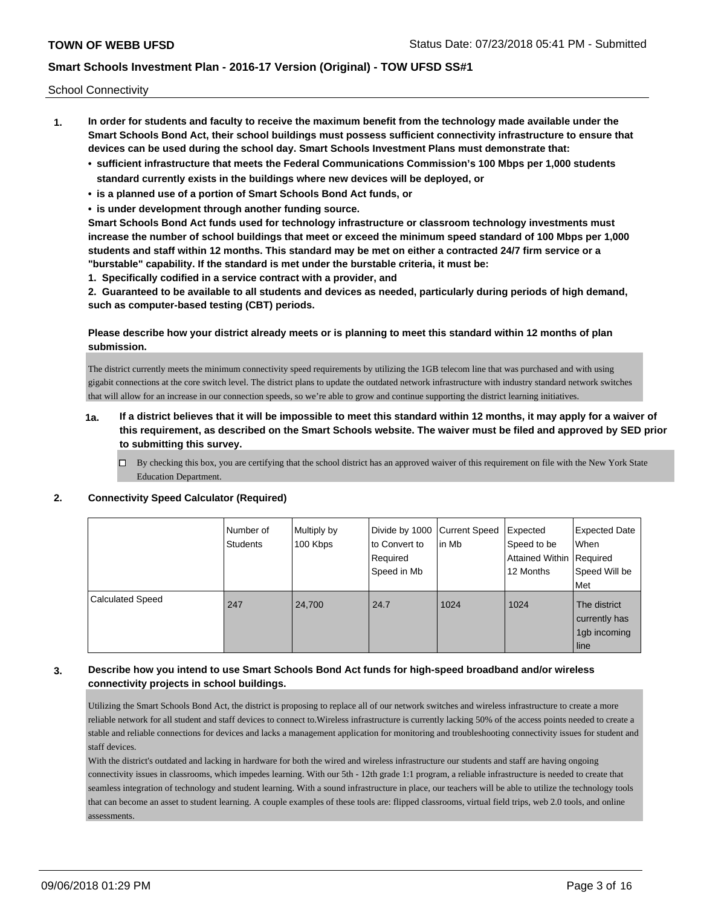School Connectivity

1. **In order for students and faculty to receive the maximum benefit from the technology made available under the Smart Schools Bond Act, their school buildings must possess sufficient connectivity infrastructure to ensure that devices can be used during the school day. Smart Schools Investment Plans must demonstrate that:**
   - **sufficient infrastructure that meets the Federal Communications Commission's 100 Mbps per 1,000 students standard currently exists in the buildings where new devices will be deployed, or**
   - **is a planned use of a portion of Smart Schools Bond Act funds, or**
   - **is under development through another funding source.**

   **Smart Schools Bond Act funds used for technology infrastructure or classroom technology investments must increase the number of school buildings that meet or exceed the minimum speed standard of 100 Mbps per 1,000 students and staff within 12 months. This standard may be met on either a contracted 24/7 firm service or a "burstable" capability. If the standard is met under the burstable criteria, it must be:**

   **1. Specifically codified in a service contract with a provider, and**

   **2. Guaranteed to be available to all students and devices as needed, particularly during periods of high demand, such as computer-based testing (CBT) periods.**

   **Please describe how your district already meets or is planning to meet this standard within 12 months of plan submission.**

   The district currently meets the minimum connectivity speed requirements by utilizing the 1GB telecom line that was purchased and with using gigabit connections at the core switch level. The district plans to update the outdated network infrastructure with industry standard network switches that will allow for an increase in our connection speeds, so we're able to grow and continue supporting the district learning initiatives.

   **1a. If a district believes that it will be impossible to meet this standard within 12 months, it may apply for a waiver of this requirement, as described on the Smart Schools website. The waiver must be filed and approved by SED prior to submitting this survey.**

   ☐ By checking this box, you are certifying that the school district has an approved waiver of this requirement on file with the New York State Education Department.

2. **Connectivity Speed Calculator (Required)**

| | Number of Students | Multiply by 100 Kbps | Divide by 1000 to Convert to Required Speed in Mb | Current Speed in Mb | Expected Speed to be Attained Within 12 Months | Expected Date When Required Speed Will be Met |
|---|---|---|---|---|---|---|
| Calculated Speed | 247 | 24,700 | 24.7 | 1024 | 1024 | The district currently has 1gb incoming line |

3. **Describe how you intend to use Smart Schools Bond Act funds for high-speed broadband and/or wireless connectivity projects in school buildings.**

   Utilizing the Smart Schools Bond Act, the district is proposing to replace all of our network switches and wireless infrastructure to create a more reliable network for all student and staff devices to connect to.Wireless infrastructure is currently lacking 50% of the access points needed to create a stable and reliable connections for devices and lacks a management application for monitoring and troubleshooting connectivity issues for student and staff devices.

   With the district's outdated and lacking in hardware for both the wired and wireless infrastructure our students and staff are having ongoing connectivity issues in classrooms, which impedes learning. With our 5th - 12th grade 1:1 program, a reliable infrastructure is needed to create that seamless integration of technology and student learning. With a sound infrastructure in place, our teachers will be able to utilize the technology tools that can become an asset to student learning. A couple examples of these tools are: flipped classrooms, virtual field trips, web 2.0 tools, and online assessments.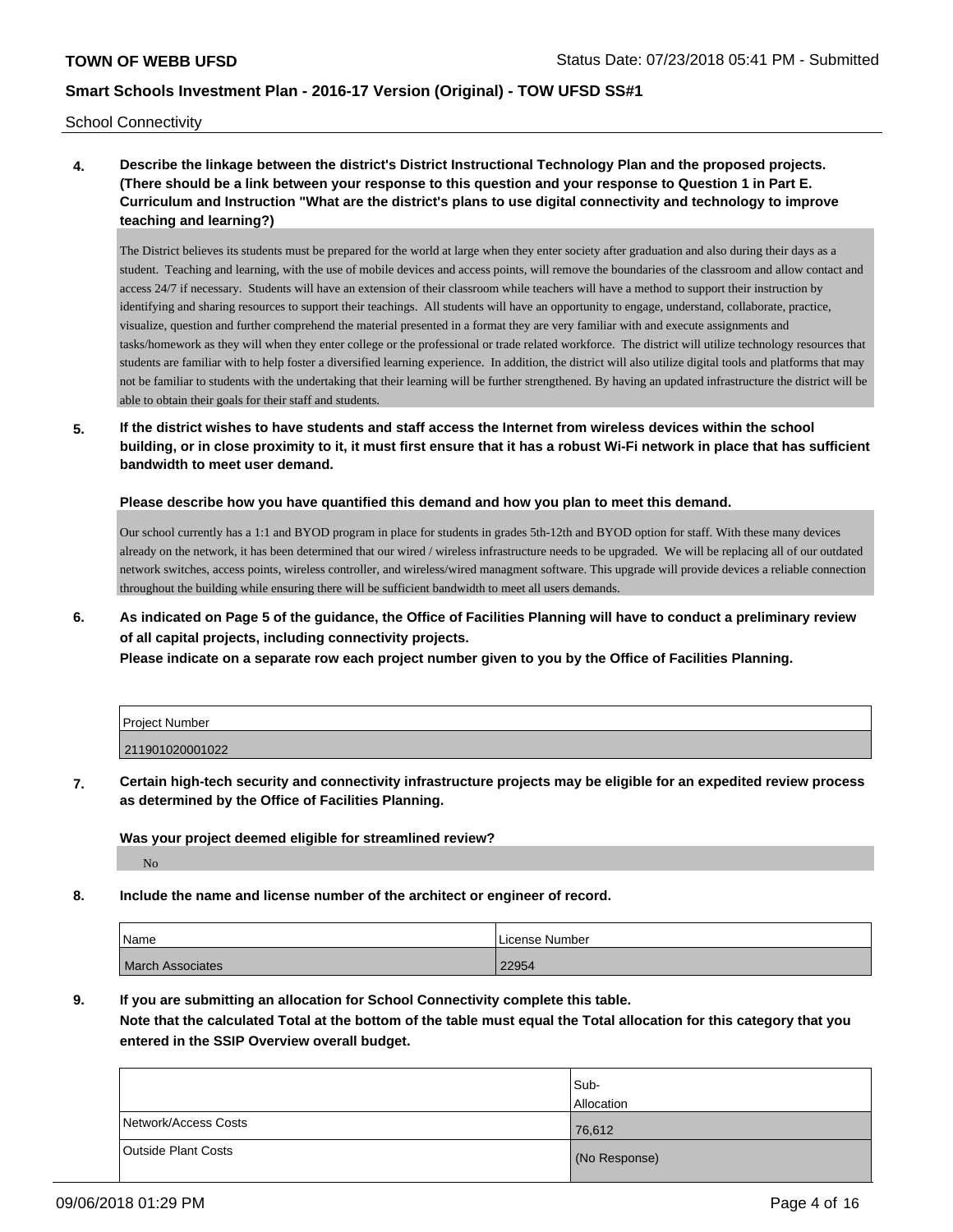School Connectivity

**4. Describe the linkage between the district's District Instructional Technology Plan and the proposed projects. (There should be a link between your response to this question and your response to Question 1 in Part E. Curriculum and Instruction "What are the district's plans to use digital connectivity and technology to improve teaching and learning?)**

The District believes its students must be prepared for the world at large when they enter society after graduation and also during their days as a student. Teaching and learning, with the use of mobile devices and access points, will remove the boundaries of the classroom and allow contact and access 24/7 if necessary. Students will have an extension of their classroom while teachers will have a method to support their instruction by identifying and sharing resources to support their teachings. All students will have an opportunity to engage, understand, collaborate, practice, visualize, question and further comprehend the material presented in a format they are very familiar with and execute assignments and tasks/homework as they will when they enter college or the professional or trade related workforce. The district will utilize technology resources that students are familiar with to help foster a diversified learning experience. In addition, the district will also utilize digital tools and platforms that may not be familiar to students with the undertaking that their learning will be further strengthened. By having an updated infrastructure the district will be able to obtain their goals for their staff and students.

**5. If the district wishes to have students and staff access the Internet from wireless devices within the school building, or in close proximity to it, it must first ensure that it has a robust Wi-Fi network in place that has sufficient bandwidth to meet user demand.**

**Please describe how you have quantified this demand and how you plan to meet this demand.**

Our school currently has a 1:1 and BYOD program in place for students in grades 5th-12th and BYOD option for staff. With these many devices already on the network, it has been determined that our wired / wireless infrastructure needs to be upgraded. We will be replacing all of our outdated network switches, access points, wireless controller, and wireless/wired managment software. This upgrade will provide devices a reliable connection throughout the building while ensuring there will be sufficient bandwidth to meet all users demands.

**6. As indicated on Page 5 of the guidance, the Office of Facilities Planning will have to conduct a preliminary review of all capital projects, including connectivity projects.**
**Please indicate on a separate row each project number given to you by the Office of Facilities Planning.**

| Project Number |
| --- |
| 211901020001022 |

**7. Certain high-tech security and connectivity infrastructure projects may be eligible for an expedited review process as determined by the Office of Facilities Planning.**

**Was your project deemed eligible for streamlined review?**

No

**8. Include the name and license number of the architect or engineer of record.**

| Name | License Number |
| --- | --- |
| March Associates | 22954 |

**9. If you are submitting an allocation for School Connectivity complete this table.**
**Note that the calculated Total at the bottom of the table must equal the Total allocation for this category that you entered in the SSIP Overview overall budget.**

| | Sub-Allocation |
| --- | --- |
| Network/Access Costs | 76,612 |
| Outside Plant Costs | (No Response) |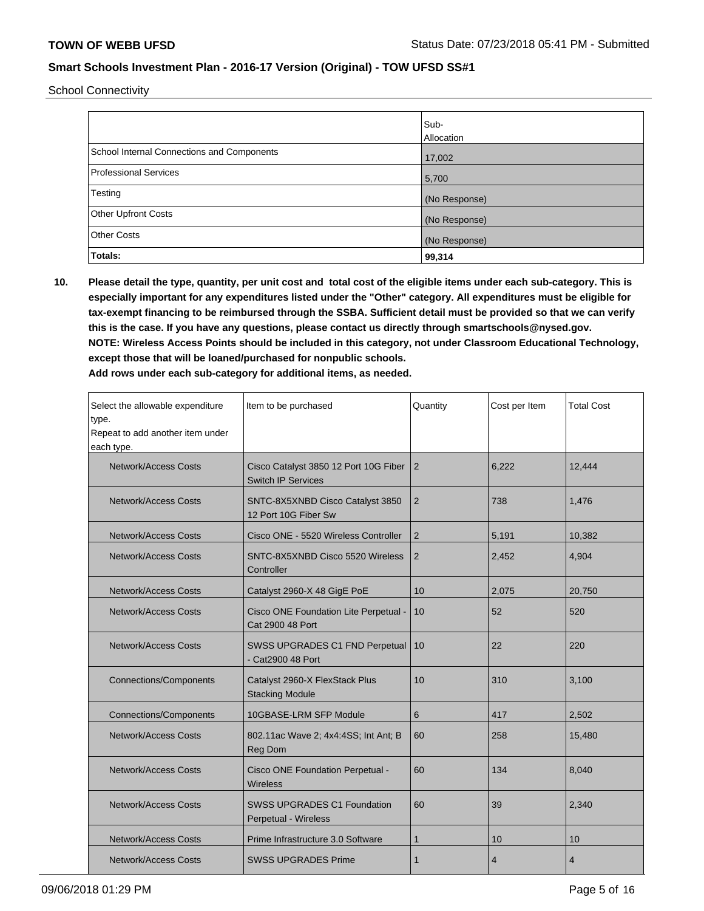School Connectivity

| | Sub-Allocation |
|---|---|
| School Internal Connections and Components | 17,002 |
| Professional Services | 5,700 |
| Testing | (No Response) |
| Other Upfront Costs | (No Response) |
| Other Costs | (No Response) |
| **Totals:** | **99,314** |

**10. Please detail the type, quantity, per unit cost and total cost of the eligible items under each sub-category. This is especially important for any expenditures listed under the "Other" category. All expenditures must be eligible for tax-exempt financing to be reimbursed through the SSBA. Sufficient detail must be provided so that we can verify this is the case. If you have any questions, please contact us directly through smartschools@nysed.gov.**
**NOTE: Wireless Access Points should be included in this category, not under Classroom Educational Technology, except those that will be loaned/purchased for nonpublic schools.**
**Add rows under each sub-category for additional items, as needed.**

| Select the allowable expenditure type. Repeat to add another item under each type. | Item to be purchased | Quantity | Cost per Item | Total Cost |
|---|---|---|---|---|
| Network/Access Costs | Cisco Catalyst 3850 12 Port 10G Fiber Switch IP Services | 2 | 6,222 | 12,444 |
| Network/Access Costs | SNTC-8X5XNBD Cisco Catalyst 3850 12 Port 10G Fiber Sw | 2 | 738 | 1,476 |
| Network/Access Costs | Cisco ONE - 5520 Wireless Controller | 2 | 5,191 | 10,382 |
| Network/Access Costs | SNTC-8X5XNBD Cisco 5520 Wireless Controller | 2 | 2,452 | 4,904 |
| Network/Access Costs | Catalyst 2960-X 48 GigE PoE | 10 | 2,075 | 20,750 |
| Network/Access Costs | Cisco ONE Foundation Lite Perpetual - Cat 2900 48 Port | 10 | 52 | 520 |
| Network/Access Costs | SWSS UPGRADES C1 FND Perpetual - Cat2900 48 Port | 10 | 22 | 220 |
| Connections/Components | Catalyst 2960-X FlexStack Plus Stacking Module | 10 | 310 | 3,100 |
| Connections/Components | 10GBASE-LRM SFP Module | 6 | 417 | 2,502 |
| Network/Access Costs | 802.11ac Wave 2; 4x4:4SS; Int Ant; B Reg Dom | 60 | 258 | 15,480 |
| Network/Access Costs | Cisco ONE Foundation Perpetual - Wireless | 60 | 134 | 8,040 |
| Network/Access Costs | SWSS UPGRADES C1 Foundation Perpetual - Wireless | 60 | 39 | 2,340 |
| Network/Access Costs | Prime Infrastructure 3.0 Software | 1 | 10 | 10 |
| Network/Access Costs | SWSS UPGRADES Prime | 1 | 4 | 4 |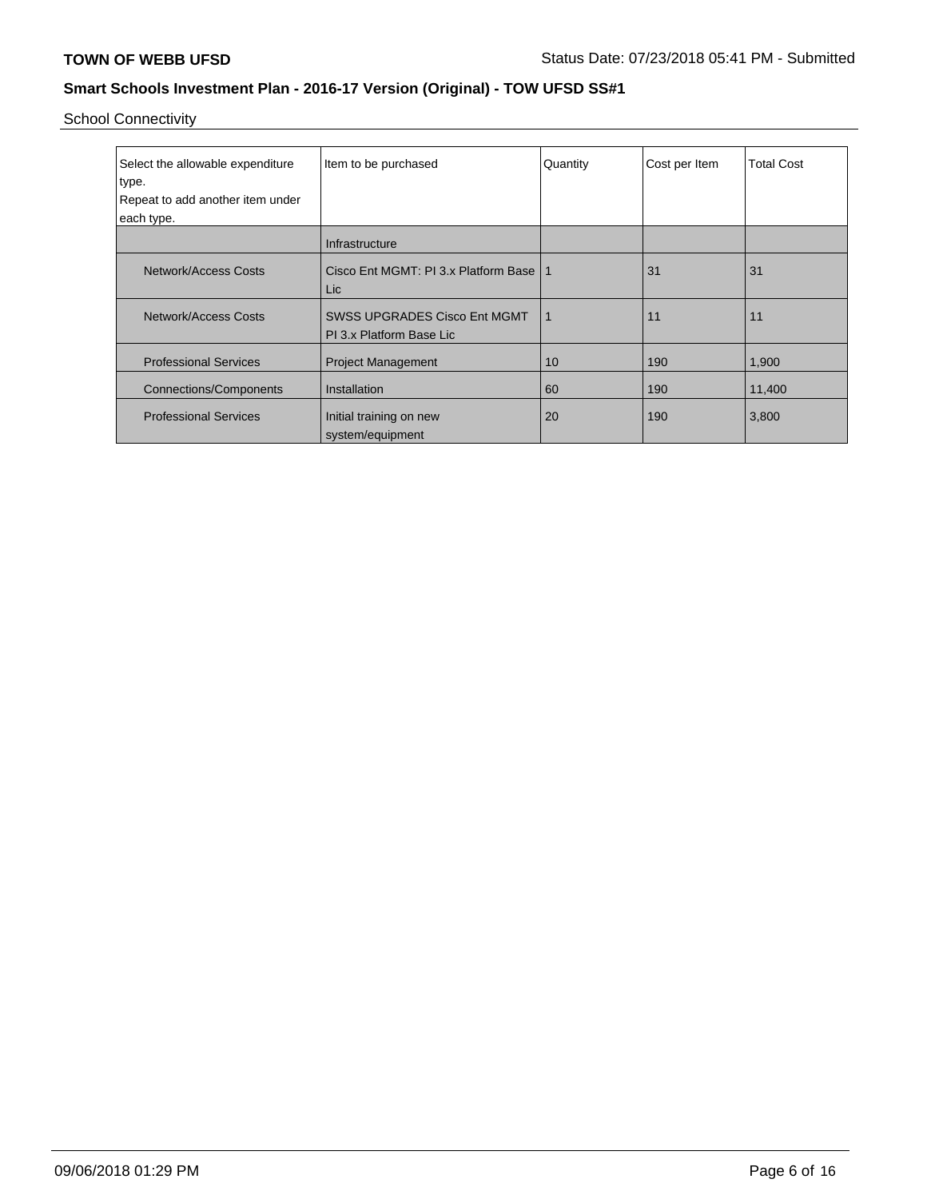School Connectivity

| Select the allowable expenditure type.<br>Repeat to add another item under each type. | Item to be purchased | Quantity | Cost per Item | Total Cost |
|---|---|---|---|---|
| | Infrastructure | | | |
| Network/Access Costs | Cisco Ent MGMT: PI 3.x Platform Base Lic | 1 | 31 | 31 |
| Network/Access Costs | SWSS UPGRADES Cisco Ent MGMT PI 3.x Platform Base Lic | 1 | 11 | 11 |
| Professional Services | Project Management | 10 | 190 | 1,900 |
| Connections/Components | Installation | 60 | 190 | 11,400 |
| Professional Services | Initial training on new system/equipment | 20 | 190 | 3,800 |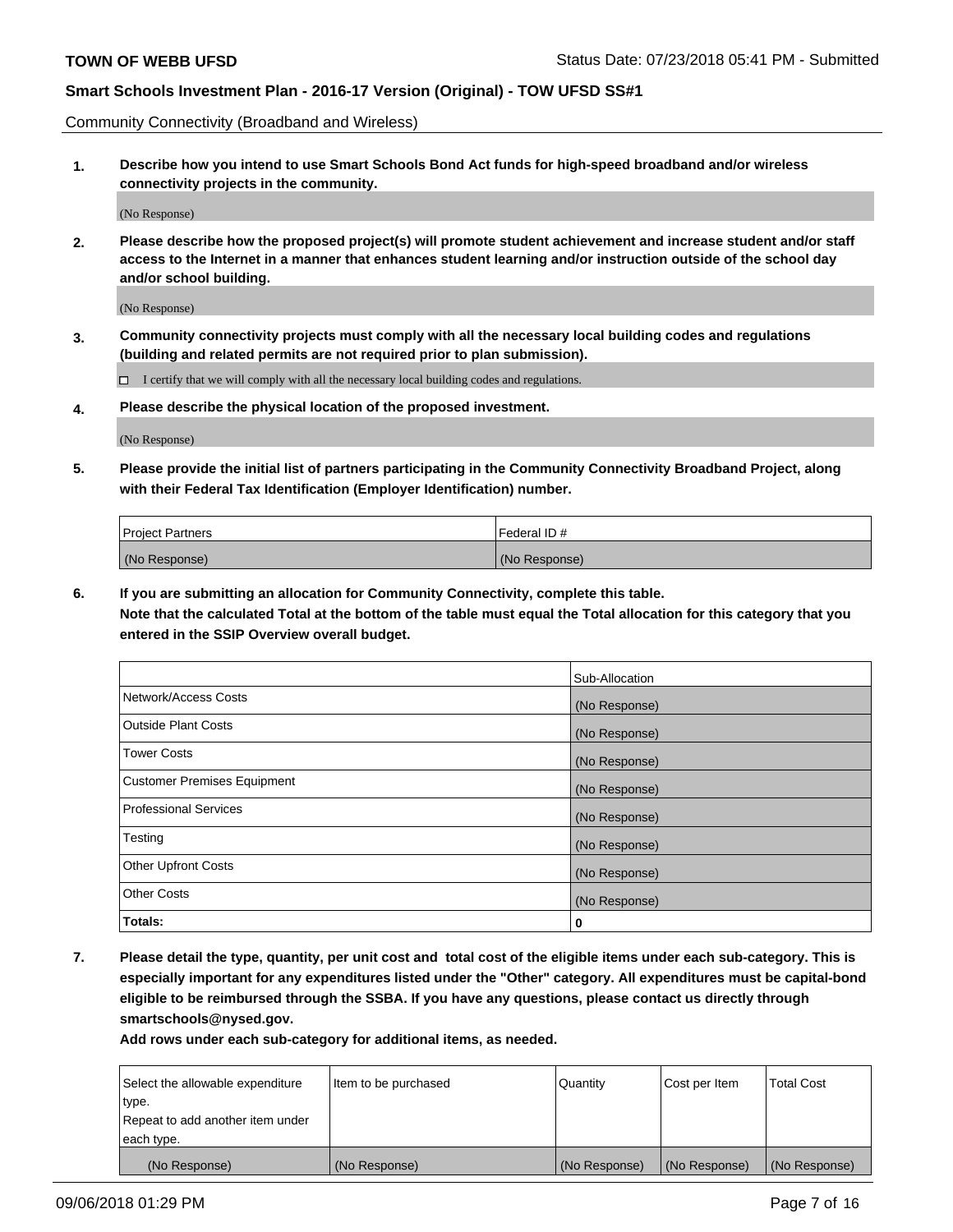Community Connectivity (Broadband and Wireless)

**1. Describe how you intend to use Smart Schools Bond Act funds for high-speed broadband and/or wireless connectivity projects in the community.**

(No Response)

**2. Please describe how the proposed project(s) will promote student achievement and increase student and/or staff access to the Internet in a manner that enhances student learning and/or instruction outside of the school day and/or school building.**

(No Response)

**3. Community connectivity projects must comply with all the necessary local building codes and regulations (building and related permits are not required prior to plan submission).**

☐ I certify that we will comply with all the necessary local building codes and regulations.

**4. Please describe the physical location of the proposed investment.**

(No Response)

**5. Please provide the initial list of partners participating in the Community Connectivity Broadband Project, along with their Federal Tax Identification (Employer Identification) number.**

| Project Partners | Federal ID # |
|---|---|
| (No Response) | (No Response) |

**6. If you are submitting an allocation for Community Connectivity, complete this table.**
**Note that the calculated Total at the bottom of the table must equal the Total allocation for this category that you entered in the SSIP Overview overall budget.**

| | Sub-Allocation |
|---|---|
| Network/Access Costs | (No Response) |
| Outside Plant Costs | (No Response) |
| Tower Costs | (No Response) |
| Customer Premises Equipment | (No Response) |
| Professional Services | (No Response) |
| Testing | (No Response) |
| Other Upfront Costs | (No Response) |
| Other Costs | (No Response) |
| **Totals:** | **0** |

**7. Please detail the type, quantity, per unit cost and total cost of the eligible items under each sub-category. This is especially important for any expenditures listed under the "Other" category. All expenditures must be capital-bond eligible to be reimbursed through the SSBA. If you have any questions, please contact us directly through smartschools@nysed.gov.**

**Add rows under each sub-category for additional items, as needed.**

| Select the allowable expenditure type. Repeat to add another item under each type. | Item to be purchased | Quantity | Cost per Item | Total Cost |
|---|---|---|---|---|
| (No Response) | (No Response) | (No Response) | (No Response) | (No Response) |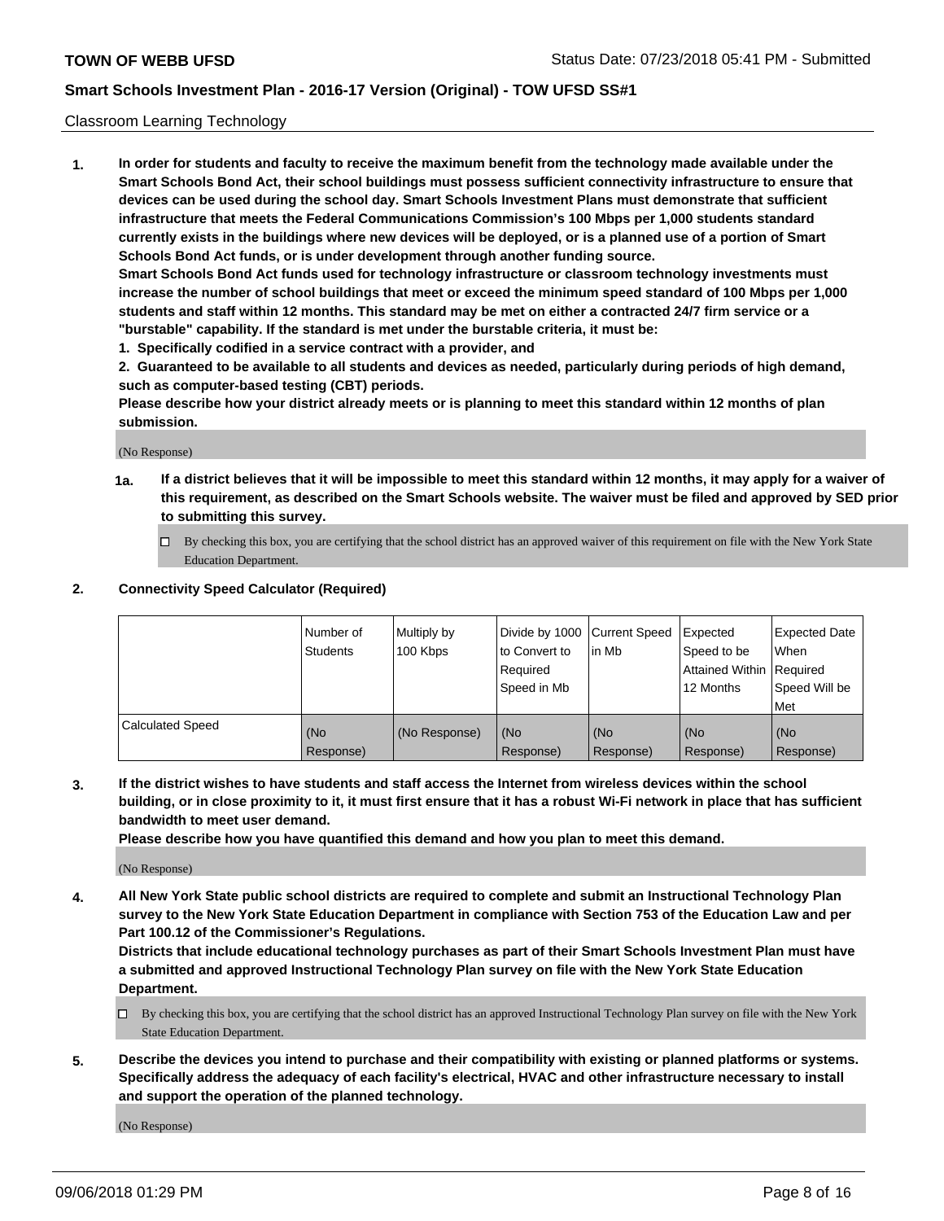## Classroom Learning Technology

**1. In order for students and faculty to receive the maximum benefit from the technology made available under the Smart Schools Bond Act, their school buildings must possess sufficient connectivity infrastructure to ensure that devices can be used during the school day. Smart Schools Investment Plans must demonstrate that sufficient infrastructure that meets the Federal Communications Commission's 100 Mbps per 1,000 students standard currently exists in the buildings where new devices will be deployed, or is a planned use of a portion of Smart Schools Bond Act funds, or is under development through another funding source.**

**Smart Schools Bond Act funds used for technology infrastructure or classroom technology investments must increase the number of school buildings that meet or exceed the minimum speed standard of 100 Mbps per 1,000 students and staff within 12 months. This standard may be met on either a contracted 24/7 firm service or a "burstable" capability. If the standard is met under the burstable criteria, it must be:**

**1. Specifically codified in a service contract with a provider, and**

**2. Guaranteed to be available to all students and devices as needed, particularly during periods of high demand, such as computer-based testing (CBT) periods.**

**Please describe how your district already meets or is planning to meet this standard within 12 months of plan submission.**

(No Response)

**1a. If a district believes that it will be impossible to meet this standard within 12 months, it may apply for a waiver of this requirement, as described on the Smart Schools website. The waiver must be filed and approved by SED prior to submitting this survey.**

☐ By checking this box, you are certifying that the school district has an approved waiver of this requirement on file with the New York State Education Department.

**2. Connectivity Speed Calculator (Required)**

| | Number of Students | Multiply by 100 Kbps | Divide by 1000 to Convert to Required Speed in Mb | Current Speed in Mb | Expected Speed to be Attained Within 12 Months | Expected Date When Required Speed Will be Met |
|---|---|---|---|---|---|---|
| Calculated Speed | (No Response) | (No Response) | (No Response) | (No Response) | (No Response) | (No Response) |

**3. If the district wishes to have students and staff access the Internet from wireless devices within the school building, or in close proximity to it, it must first ensure that it has a robust Wi-Fi network in place that has sufficient bandwidth to meet user demand.**

**Please describe how you have quantified this demand and how you plan to meet this demand.**

(No Response)

**4. All New York State public school districts are required to complete and submit an Instructional Technology Plan survey to the New York State Education Department in compliance with Section 753 of the Education Law and per Part 100.12 of the Commissioner's Regulations.**

**Districts that include educational technology purchases as part of their Smart Schools Investment Plan must have a submitted and approved Instructional Technology Plan survey on file with the New York State Education Department.**

☐ By checking this box, you are certifying that the school district has an approved Instructional Technology Plan survey on file with the New York State Education Department.

**5. Describe the devices you intend to purchase and their compatibility with existing or planned platforms or systems. Specifically address the adequacy of each facility's electrical, HVAC and other infrastructure necessary to install and support the operation of the planned technology.**

(No Response)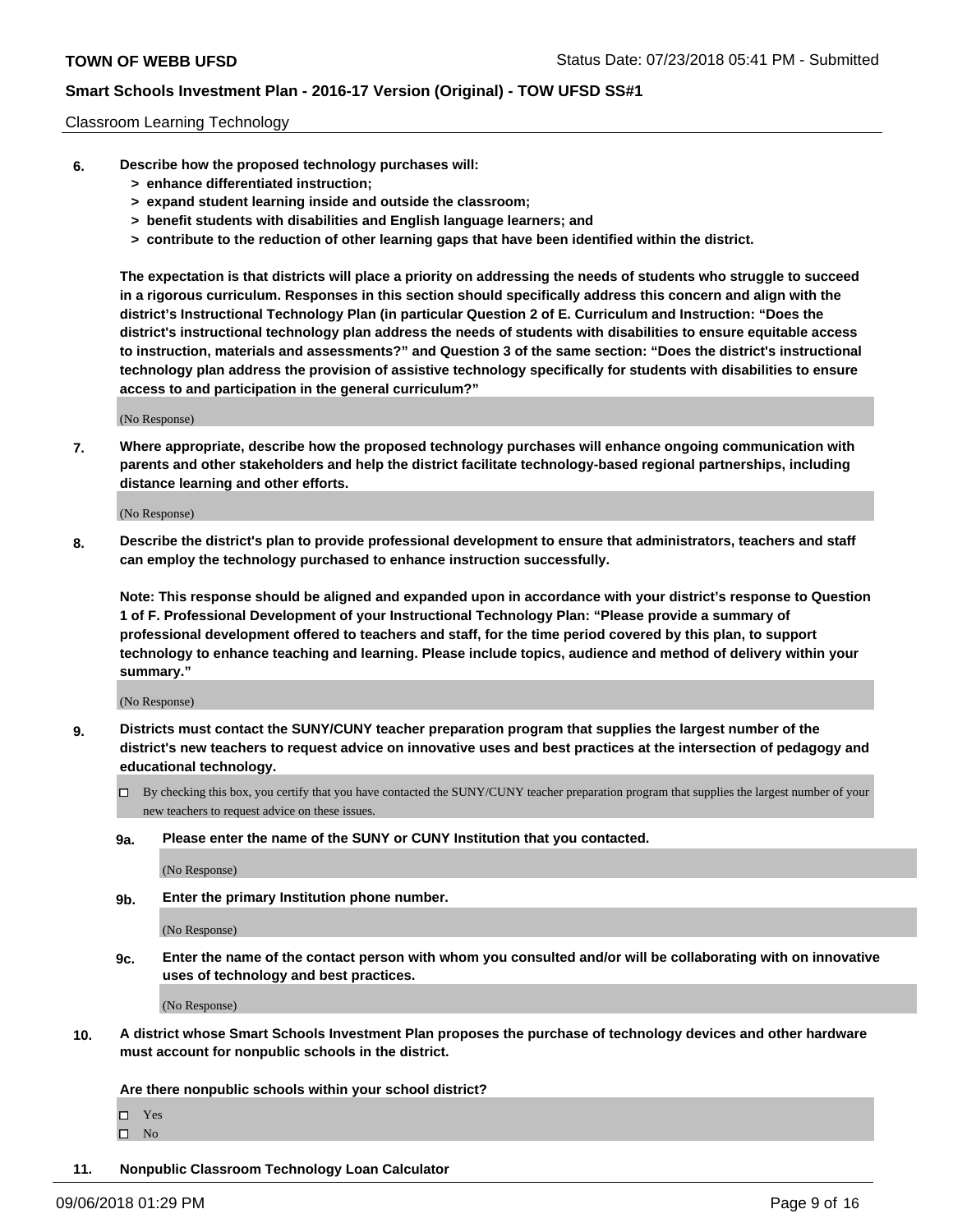Classroom Learning Technology

**6. Describe how the proposed technology purchases will:**
   - **> enhance differentiated instruction;**
   - **> expand student learning inside and outside the classroom;**
   - **> benefit students with disabilities and English language learners; and**
   - **> contribute to the reduction of other learning gaps that have been identified within the district.**

**The expectation is that districts will place a priority on addressing the needs of students who struggle to succeed in a rigorous curriculum. Responses in this section should specifically address this concern and align with the district's Instructional Technology Plan (in particular Question 2 of E. Curriculum and Instruction: "Does the district's instructional technology plan address the needs of students with disabilities to ensure equitable access to instruction, materials and assessments?" and Question 3 of the same section: "Does the district's instructional technology plan address the provision of assistive technology specifically for students with disabilities to ensure access to and participation in the general curriculum?"**

(No Response)

**7. Where appropriate, describe how the proposed technology purchases will enhance ongoing communication with parents and other stakeholders and help the district facilitate technology-based regional partnerships, including distance learning and other efforts.**

(No Response)

**8. Describe the district's plan to provide professional development to ensure that administrators, teachers and staff can employ the technology purchased to enhance instruction successfully.**

**Note: This response should be aligned and expanded upon in accordance with your district's response to Question 1 of F. Professional Development of your Instructional Technology Plan: "Please provide a summary of professional development offered to teachers and staff, for the time period covered by this plan, to support technology to enhance teaching and learning. Please include topics, audience and method of delivery within your summary."**

(No Response)

**9. Districts must contact the SUNY/CUNY teacher preparation program that supplies the largest number of the district's new teachers to request advice on innovative uses and best practices at the intersection of pedagogy and educational technology.**

☐ By checking this box, you certify that you have contacted the SUNY/CUNY teacher preparation program that supplies the largest number of your new teachers to request advice on these issues.

**9a. Please enter the name of the SUNY or CUNY Institution that you contacted.**

(No Response)

**9b. Enter the primary Institution phone number.**

(No Response)

**9c. Enter the name of the contact person with whom you consulted and/or will be collaborating with on innovative uses of technology and best practices.**

(No Response)

**10. A district whose Smart Schools Investment Plan proposes the purchase of technology devices and other hardware must account for nonpublic schools in the district.**

**Are there nonpublic schools within your school district?**

☐ Yes
☐ No

**11. Nonpublic Classroom Technology Loan Calculator**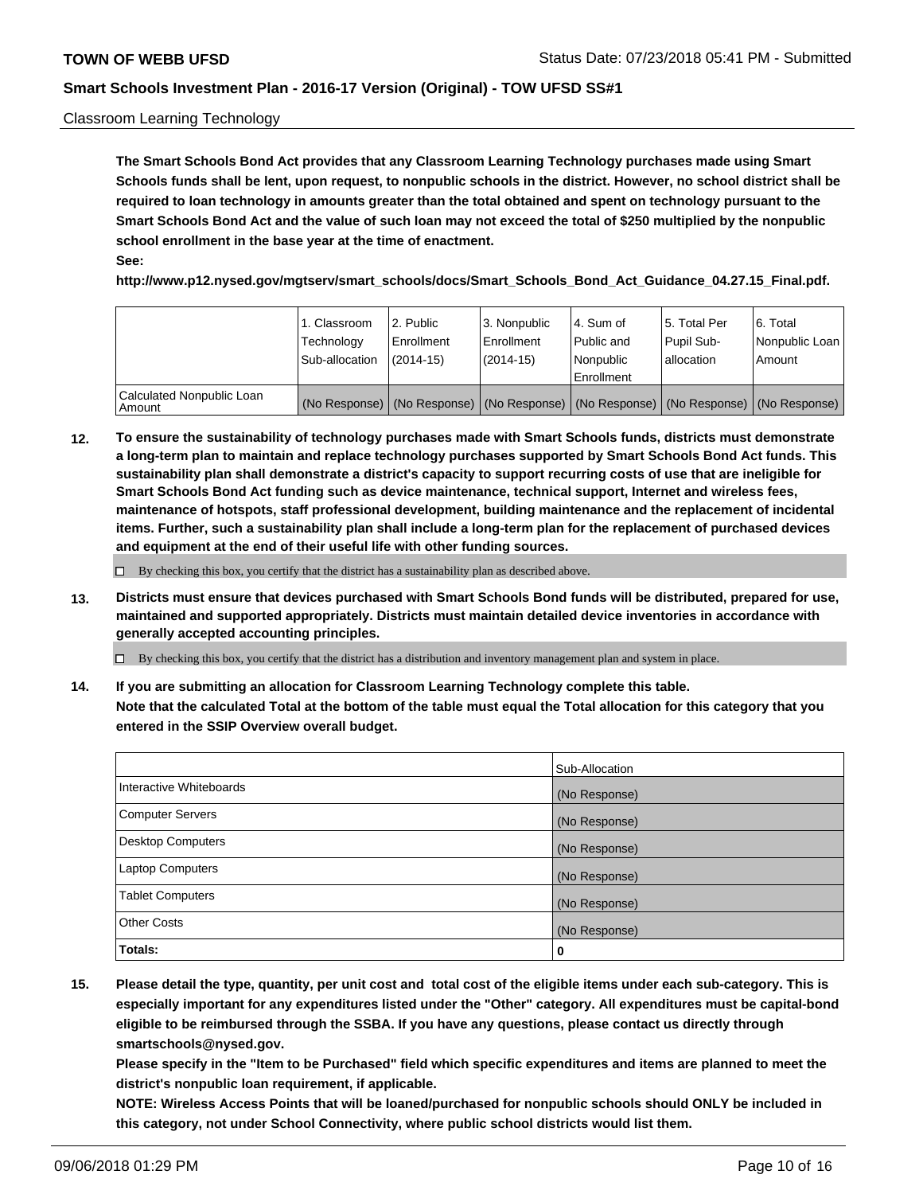Classroom Learning Technology

**The Smart Schools Bond Act provides that any Classroom Learning Technology purchases made using Smart Schools funds shall be lent, upon request, to nonpublic schools in the district. However, no school district shall be required to loan technology in amounts greater than the total obtained and spent on technology pursuant to the Smart Schools Bond Act and the value of such loan may not exceed the total of $250 multiplied by the nonpublic school enrollment in the base year at the time of enactment.**

**See:**

**http://www.p12.nysed.gov/mgtserv/smart_schools/docs/Smart_Schools_Bond_Act_Guidance_04.27.15_Final.pdf.**

| | 1. Classroom Technology Sub-allocation | 2. Public Enrollment (2014-15) | 3. Nonpublic Enrollment (2014-15) | 4. Sum of Public and Nonpublic Enrollment | 5. Total Per Pupil Sub-allocation | 6. Total Nonpublic Loan Amount |
|---|---|---|---|---|---|---|
| Calculated Nonpublic Loan Amount | (No Response) | (No Response) | (No Response) | (No Response) | (No Response) | (No Response) |

**12. To ensure the sustainability of technology purchases made with Smart Schools funds, districts must demonstrate a long-term plan to maintain and replace technology purchases supported by Smart Schools Bond Act funds. This sustainability plan shall demonstrate a district's capacity to support recurring costs of use that are ineligible for Smart Schools Bond Act funding such as device maintenance, technical support, Internet and wireless fees, maintenance of hotspots, staff professional development, building maintenance and the replacement of incidental items. Further, such a sustainability plan shall include a long-term plan for the replacement of purchased devices and equipment at the end of their useful life with other funding sources.**

☐ By checking this box, you certify that the district has a sustainability plan as described above.

**13. Districts must ensure that devices purchased with Smart Schools Bond funds will be distributed, prepared for use, maintained and supported appropriately. Districts must maintain detailed device inventories in accordance with generally accepted accounting principles.**

☐ By checking this box, you certify that the district has a distribution and inventory management plan and system in place.

**14. If you are submitting an allocation for Classroom Learning Technology complete this table. Note that the calculated Total at the bottom of the table must equal the Total allocation for this category that you entered in the SSIP Overview overall budget.**

| | Sub-Allocation |
|---|---|
| Interactive Whiteboards | (No Response) |
| Computer Servers | (No Response) |
| Desktop Computers | (No Response) |
| Laptop Computers | (No Response) |
| Tablet Computers | (No Response) |
| Other Costs | (No Response) |
| **Totals:** | **0** |

**15. Please detail the type, quantity, per unit cost and total cost of the eligible items under each sub-category. This is especially important for any expenditures listed under the "Other" category. All expenditures must be capital-bond eligible to be reimbursed through the SSBA. If you have any questions, please contact us directly through smartschools@nysed.gov.**

**Please specify in the "Item to be Purchased" field which specific expenditures and items are planned to meet the district's nonpublic loan requirement, if applicable.**

**NOTE: Wireless Access Points that will be loaned/purchased for nonpublic schools should ONLY be included in this category, not under School Connectivity, where public school districts would list them.**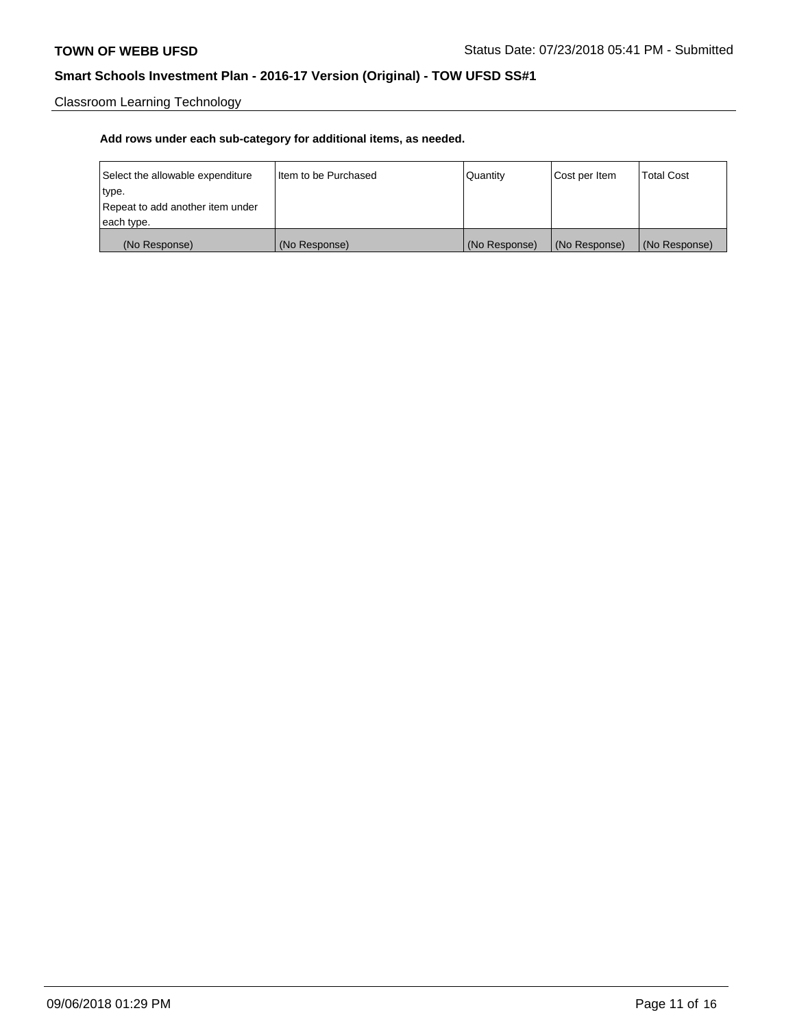Classroom Learning Technology

**Add rows under each sub-category for additional items, as needed.**

| Select the allowable expenditure type.<br>Repeat to add another item under each type. | Item to be Purchased | Quantity | Cost per Item | Total Cost |
|---|---|---|---|---|
| (No Response) | (No Response) | (No Response) | (No Response) | (No Response) |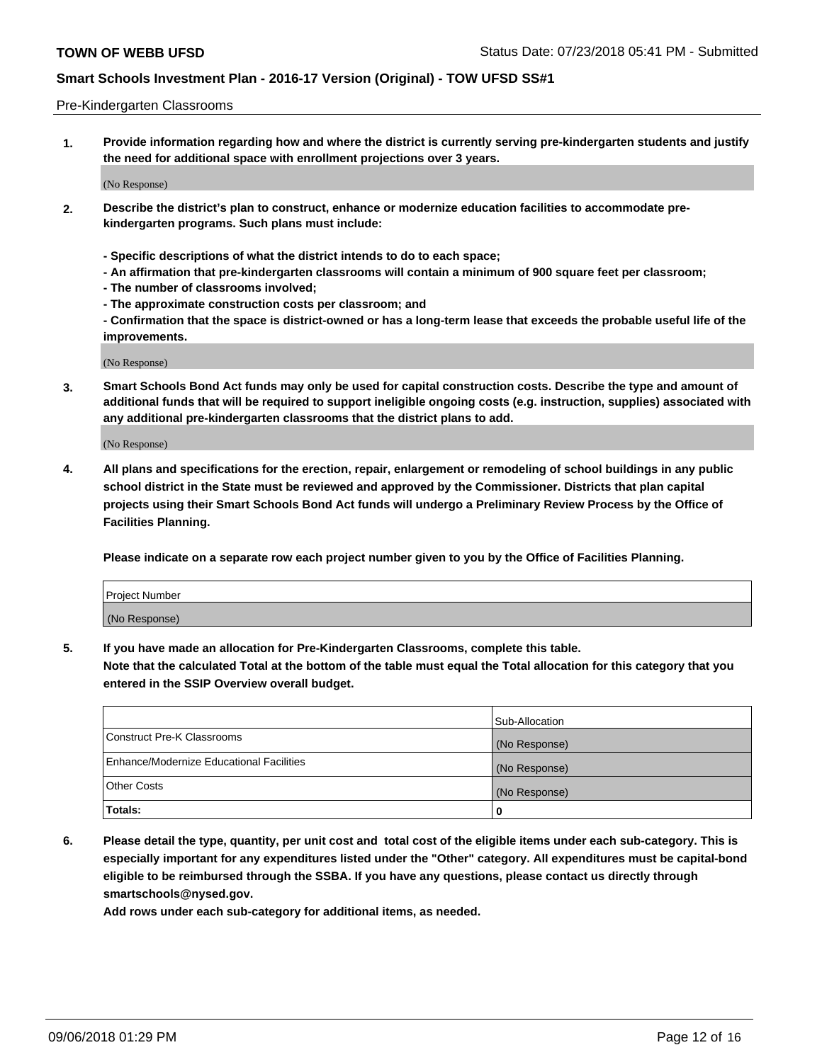Pre-Kindergarten Classrooms

**1. Provide information regarding how and where the district is currently serving pre-kindergarten students and justify the need for additional space with enrollment projections over 3 years.**

(No Response)

**2. Describe the district's plan to construct, enhance or modernize education facilities to accommodate pre-kindergarten programs. Such plans must include:**

**- Specific descriptions of what the district intends to do to each space;**
**- An affirmation that pre-kindergarten classrooms will contain a minimum of 900 square feet per classroom;**
**- The number of classrooms involved;**
**- The approximate construction costs per classroom; and**
**- Confirmation that the space is district-owned or has a long-term lease that exceeds the probable useful life of the improvements.**

(No Response)

**3. Smart Schools Bond Act funds may only be used for capital construction costs. Describe the type and amount of additional funds that will be required to support ineligible ongoing costs (e.g. instruction, supplies) associated with any additional pre-kindergarten classrooms that the district plans to add.**

(No Response)

**4. All plans and specifications for the erection, repair, enlargement or remodeling of school buildings in any public school district in the State must be reviewed and approved by the Commissioner. Districts that plan capital projects using their Smart Schools Bond Act funds will undergo a Preliminary Review Process by the Office of Facilities Planning.**

**Please indicate on a separate row each project number given to you by the Office of Facilities Planning.**

| Project Number |
|---|
| (No Response) |

**5. If you have made an allocation for Pre-Kindergarten Classrooms, complete this table.**
**Note that the calculated Total at the bottom of the table must equal the Total allocation for this category that you entered in the SSIP Overview overall budget.**

| | Sub-Allocation |
|---|---|
| Construct Pre-K Classrooms | (No Response) |
| Enhance/Modernize Educational Facilities | (No Response) |
| Other Costs | (No Response) |
| **Totals:** | **0** |

**6. Please detail the type, quantity, per unit cost and total cost of the eligible items under each sub-category. This is especially important for any expenditures listed under the "Other" category. All expenditures must be capital-bond eligible to be reimbursed through the SSBA. If you have any questions, please contact us directly through smartschools@nysed.gov.**
**Add rows under each sub-category for additional items, as needed.**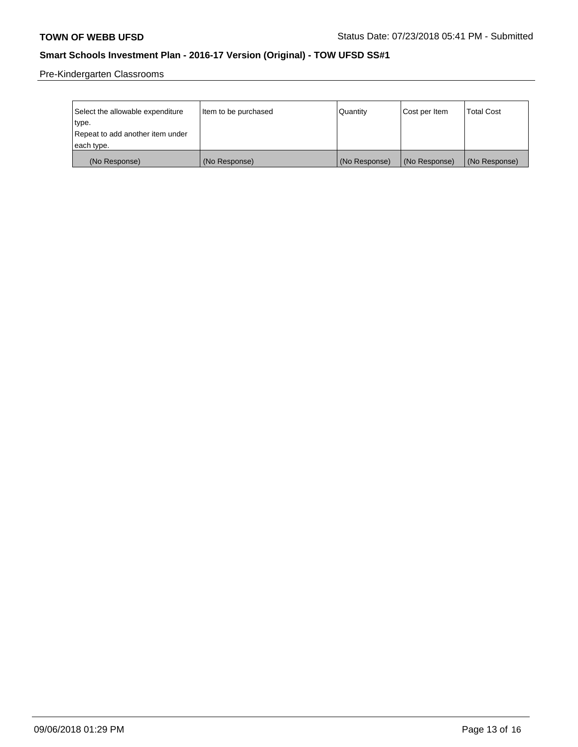Pre-Kindergarten Classrooms

| Select the allowable expenditure type. Repeat to add another item under each type. | Item to be purchased | Quantity | Cost per Item | Total Cost |
|---|---|---|---|---|
| (No Response) | (No Response) | (No Response) | (No Response) | (No Response) |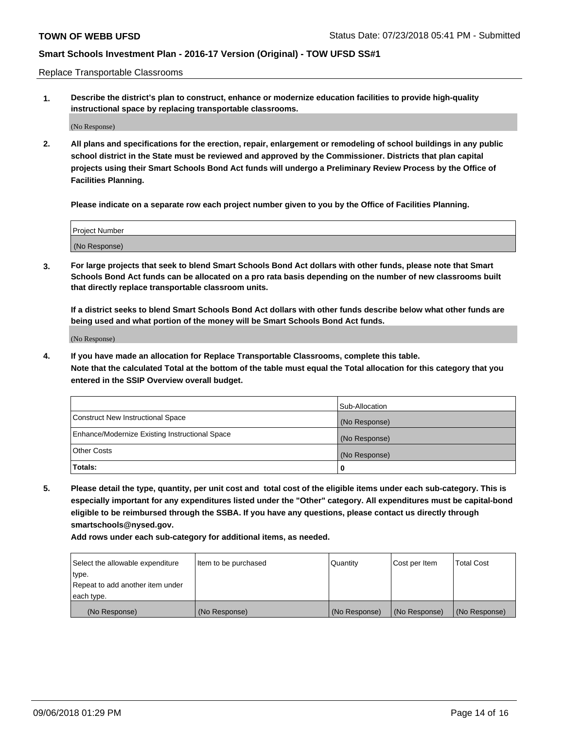Replace Transportable Classrooms

1. **Describe the district's plan to construct, enhance or modernize education facilities to provide high-quality instructional space by replacing transportable classrooms.**

(No Response)

2. **All plans and specifications for the erection, repair, enlargement or remodeling of school buildings in any public school district in the State must be reviewed and approved by the Commissioner. Districts that plan capital projects using their Smart Schools Bond Act funds will undergo a Preliminary Review Process by the Office of Facilities Planning.**

**Please indicate on a separate row each project number given to you by the Office of Facilities Planning.**

| Project Number |
| --- |
| (No Response) |

3. **For large projects that seek to blend Smart Schools Bond Act dollars with other funds, please note that Smart Schools Bond Act funds can be allocated on a pro rata basis depending on the number of new classrooms built that directly replace transportable classroom units.**

**If a district seeks to blend Smart Schools Bond Act dollars with other funds describe below what other funds are being used and what portion of the money will be Smart Schools Bond Act funds.**

(No Response)

4. **If you have made an allocation for Replace Transportable Classrooms, complete this table. Note that the calculated Total at the bottom of the table must equal the Total allocation for this category that you entered in the SSIP Overview overall budget.**

| | Sub-Allocation |
| --- | --- |
| Construct New Instructional Space | (No Response) |
| Enhance/Modernize Existing Instructional Space | (No Response) |
| Other Costs | (No Response) |
| **Totals:** | **0** |

5. **Please detail the type, quantity, per unit cost and total cost of the eligible items under each sub-category. This is especially important for any expenditures listed under the "Other" category. All expenditures must be capital-bond eligible to be reimbursed through the SSBA. If you have any questions, please contact us directly through smartschools@nysed.gov.**

**Add rows under each sub-category for additional items, as needed.**

| Select the allowable expenditure type. Repeat to add another item under each type. | Item to be purchased | Quantity | Cost per Item | Total Cost |
| --- | --- | --- | --- | --- |
| (No Response) | (No Response) | (No Response) | (No Response) | (No Response) |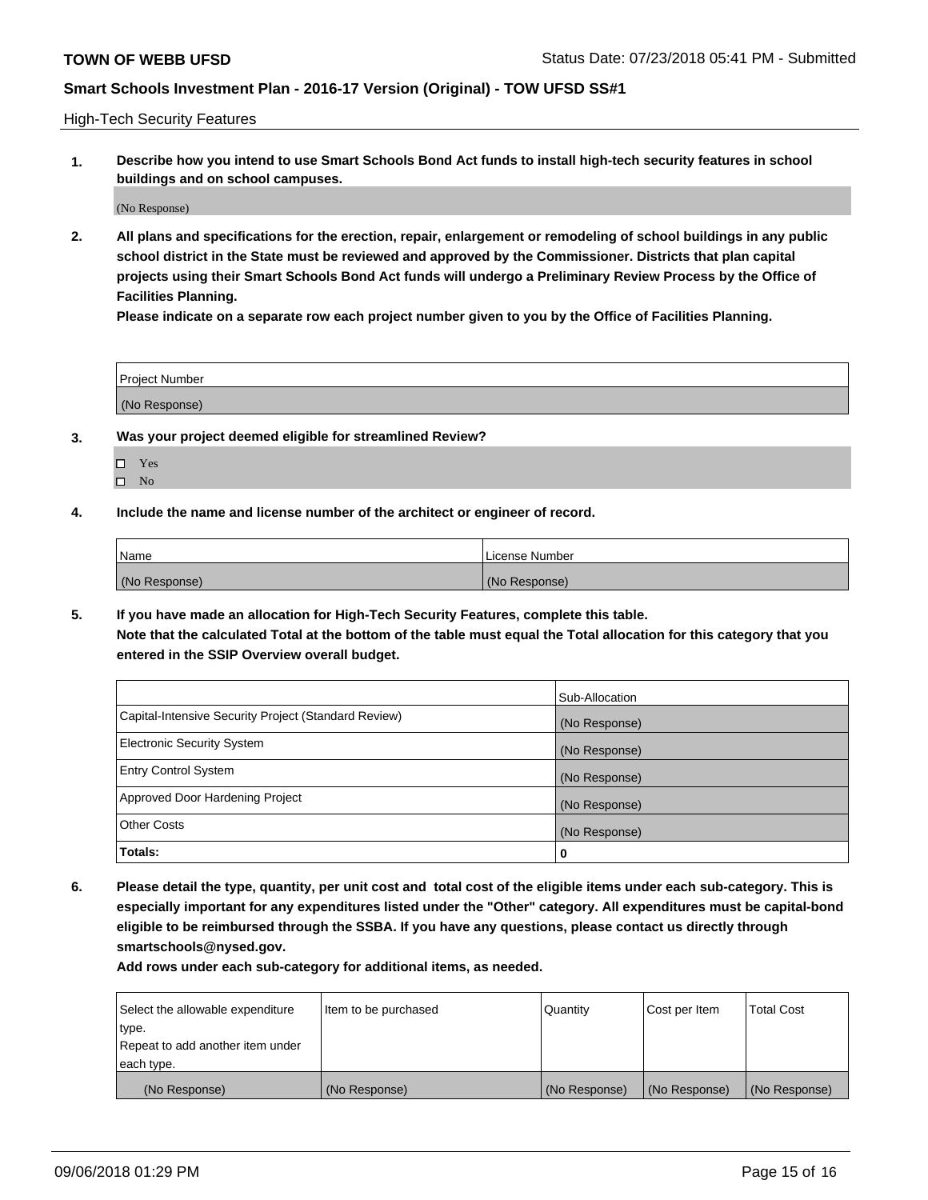High-Tech Security Features

**1. Describe how you intend to use Smart Schools Bond Act funds to install high-tech security features in school buildings and on school campuses.**

(No Response)

**2. All plans and specifications for the erection, repair, enlargement or remodeling of school buildings in any public school district in the State must be reviewed and approved by the Commissioner. Districts that plan capital projects using their Smart Schools Bond Act funds will undergo a Preliminary Review Process by the Office of Facilities Planning.**

**Please indicate on a separate row each project number given to you by the Office of Facilities Planning.**

| Project Number |
| --- |
| (No Response) |

**3. Was your project deemed eligible for streamlined Review?**

- ☐ Yes
- ☐ No

**4. Include the name and license number of the architect or engineer of record.**

| Name | License Number |
| --- | --- |
| (No Response) | (No Response) |

**5. If you have made an allocation for High-Tech Security Features, complete this table.**

**Note that the calculated Total at the bottom of the table must equal the Total allocation for this category that you entered in the SSIP Overview overall budget.**

| | Sub-Allocation |
| --- | --- |
| Capital-Intensive Security Project (Standard Review) | (No Response) |
| Electronic Security System | (No Response) |
| Entry Control System | (No Response) |
| Approved Door Hardening Project | (No Response) |
| Other Costs | (No Response) |
| **Totals:** | **0** |

**6. Please detail the type, quantity, per unit cost and total cost of the eligible items under each sub-category. This is especially important for any expenditures listed under the "Other" category. All expenditures must be capital-bond eligible to be reimbursed through the SSBA. If you have any questions, please contact us directly through smartschools@nysed.gov.**

**Add rows under each sub-category for additional items, as needed.**

| Select the allowable expenditure type. Repeat to add another item under each type. | Item to be purchased | Quantity | Cost per Item | Total Cost |
| --- | --- | --- | --- | --- |
| (No Response) | (No Response) | (No Response) | (No Response) | (No Response) |